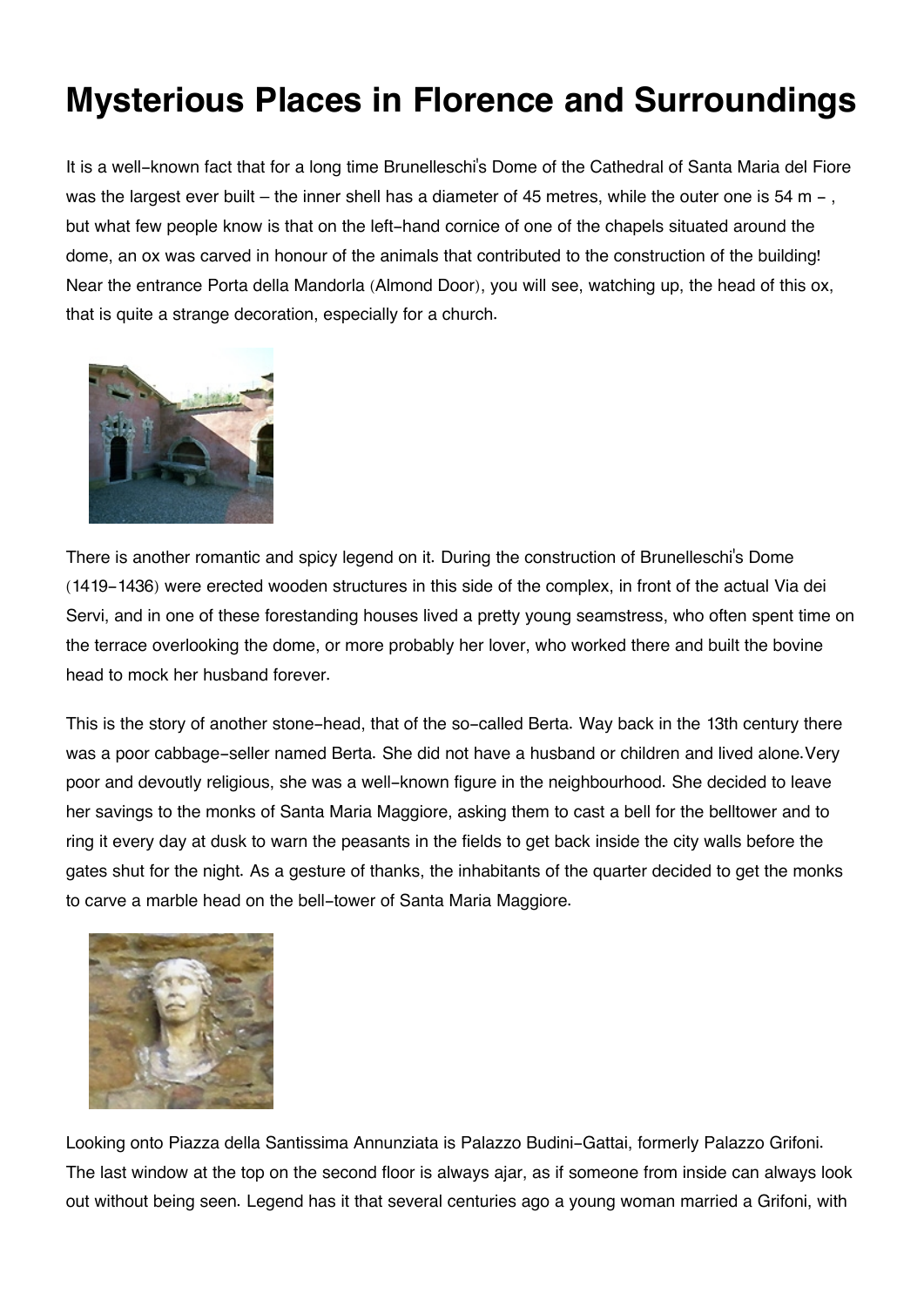# Mysterious Places in Florence and Surroundings

It is a well-known fact that for a long time Brunelleschi's Dome of the Cathedral of Santa Maria del Fiore was the largest ever built – the inner shell has a diameter of 45 metres, while the outer one is 54 m - , but what few people know is that on the left-hand cornice of one of the chapels situated around the dome, an ox was carved in honour of the animals that contributed to the construction of the building! Near the entrance Porta della Mandorla (Almond Door), you will see, watching up, the head of this ox, that is quite a strange decoration, especially for a church.

There is another romantic and spicy legend on it. During the construction of Brunelleschi's Dome (1419-1436) were erected wooden structures in this side of the complex, in front of the actual Via dei Servi, and in one of these forestanding houses lived a pretty young seamstress, who often spent time on the terrace overlooking the dome, or more probably her lover, who worked there and built the bovine head to mock her husband forever.

This is the story of another stone-head, that of the so-called Berta. Way back in the 13th century there was a poor cabbage-seller named Berta. She did not have a husband or children and lived alone.Very poor and devoutly religious, she was a well-known figure in the neighbourhood. She decided to leave her savings to the monks of Santa Maria Maggiore, asking them to cast a bell for the belltower and to ring it every day at dusk to warn the peasants in the fields to get back inside the city walls before the gates shut for the night. As a gesture of thanks, the inhabitants of the quarter decided to get the monks to carve a marble head on the bell-tower of Santa Maria Maggiore.

Looking onto Piazza della Santissima Annunziata is Palazzo Budini-Gattai, formerly Palazzo Grifoni. The last window at the top on the second floor is always ajar, as if someone from inside can always look out without being seen. Legend has it that several centuries ago a young woman married a Grifoni, with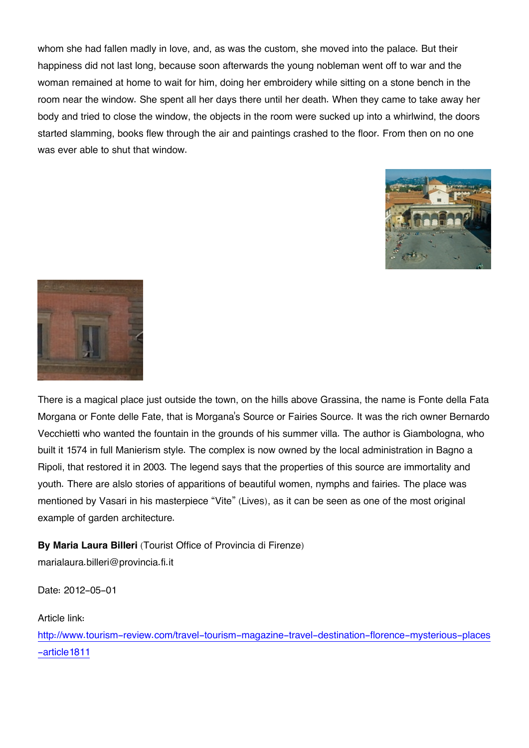whom she had fallen madly in love, and, as was the custom, she moved into the palace. But their happiness did not last long, because soon afterwards the young nobleman went off to war and the woman remained at home to wait for him, doing her embroidery while sitting on a stone bench in the room near the window. She spent all her days there until her death. When they came to take away her body and tried to close the window, the objects in the room were sucked up into a whirlwind, the doors started slamming, books flew through the air and paintings crashed to the floor. From then on no one was ever able to shut that window.

There is a magical place just outside the town, on the hills above Grassina, the name is Fonte della Fata Morgana or Fonte delle Fate, that is Morgana's Source or Fairies Source. It was the rich owner Bernardo Vecchietti who wanted the fountain in the grounds of his summer villa. The author is Giambologna, who built it 1574 in full Manierism style. The complex is now owned by the local administration in Bagno a Ripoli, that restored it in 2003. The legend says that the properties of this source are immortality and youth. There are alslo stories of apparitions of beautiful women, nymphs and fairies. The place was mentioned by Vasari in his masterpiece "Vite" (Lives), as it can be seen as one of the most original example of garden architecture.

**By Maria Laura Billeri** (Tourist Office of Provincia di Firenze)
marialaura.billeri@provincia.fi.it

Date: 2012-05-01

Article link:
http://www.tourism-review.com/travel-tourism-magazine-travel-destination-florence-mysterious-places-article1811